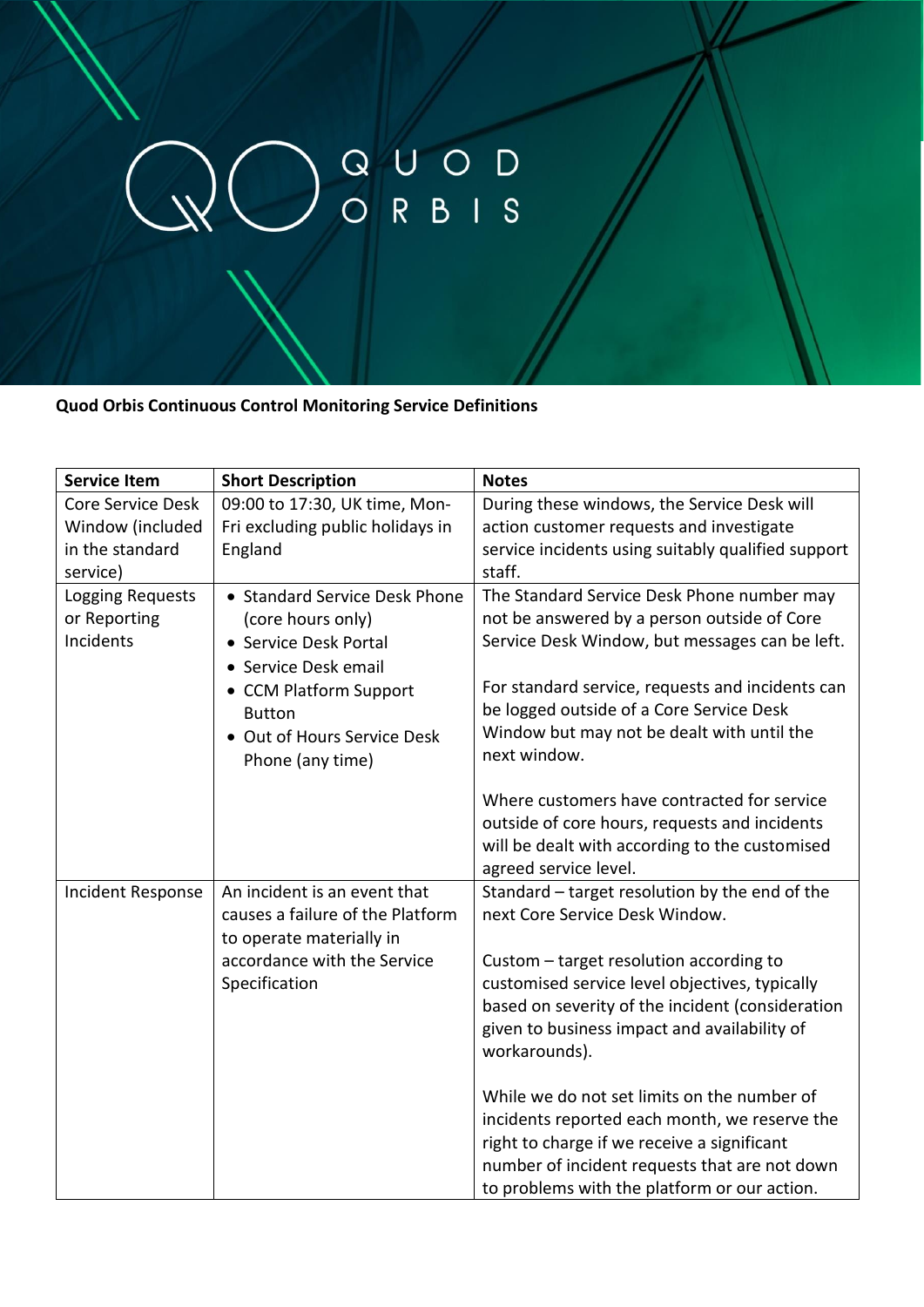QUOD ORBIS

**Quod Orbis Continuous Control Monitoring Service Definitions**

| Service Item | Short Description | Notes |
|---|---|---|
| Core Service Desk Window (included in the standard service) | 09:00 to 17:30, UK time, Mon-Fri excluding public holidays in England | During these windows, the Service Desk will action customer requests and investigate service incidents using suitably qualified support staff. |
| Logging Requests or Reporting Incidents | • Standard Service Desk Phone (core hours only)<br>• Service Desk Portal<br>• Service Desk email<br>• CCM Platform Support Button<br>• Out of Hours Service Desk Phone (any time) | The Standard Service Desk Phone number may not be answered by a person outside of Core Service Desk Window, but messages can be left.<br><br>For standard service, requests and incidents can be logged outside of a Core Service Desk Window but may not be dealt with until the next window.<br><br>Where customers have contracted for service outside of core hours, requests and incidents will be dealt with according to the customised agreed service level. |
| Incident Response | An incident is an event that causes a failure of the Platform to operate materially in accordance with the Service Specification | Standard – target resolution by the end of the next Core Service Desk Window.<br><br>Custom – target resolution according to customised service level objectives, typically based on severity of the incident (consideration given to business impact and availability of workarounds).<br><br>While we do not set limits on the number of incidents reported each month, we reserve the right to charge if we receive a significant number of incident requests that are not down to problems with the platform or our action. |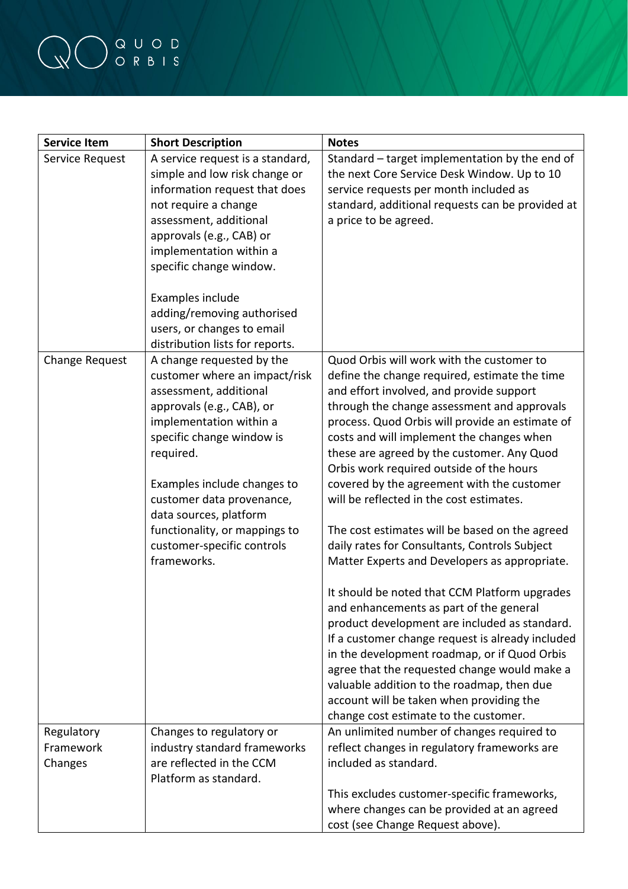| Service Item | Short Description | Notes |
| --- | --- | --- |
| Service Request | A service request is a standard, simple and low risk change or information request that does not require a change assessment, additional approvals (e.g., CAB) or implementation within a specific change window.<br><br>Examples include adding/removing authorised users, or changes to email distribution lists for reports. | Standard – target implementation by the end of the next Core Service Desk Window. Up to 10 service requests per month included as standard, additional requests can be provided at a price to be agreed. |
| Change Request | A change requested by the customer where an impact/risk assessment, additional approvals (e.g., CAB), or implementation within a specific change window is required.<br><br>Examples include changes to customer data provenance, data sources, platform functionality, or mappings to customer-specific controls frameworks. | Quod Orbis will work with the customer to define the change required, estimate the time and effort involved, and provide support through the change assessment and approvals process. Quod Orbis will provide an estimate of costs and will implement the changes when these are agreed by the customer. Any Quod Orbis work required outside of the hours covered by the agreement with the customer will be reflected in the cost estimates.<br><br>The cost estimates will be based on the agreed daily rates for Consultants, Controls Subject Matter Experts and Developers as appropriate.<br><br>It should be noted that CCM Platform upgrades and enhancements as part of the general product development are included as standard. If a customer change request is already included in the development roadmap, or if Quod Orbis agree that the requested change would make a valuable addition to the roadmap, then due account will be taken when providing the change cost estimate to the customer. |
| Regulatory Framework Changes | Changes to regulatory or industry standard frameworks are reflected in the CCM Platform as standard. | An unlimited number of changes required to reflect changes in regulatory frameworks are included as standard.<br><br>This excludes customer-specific frameworks, where changes can be provided at an agreed cost (see Change Request above). |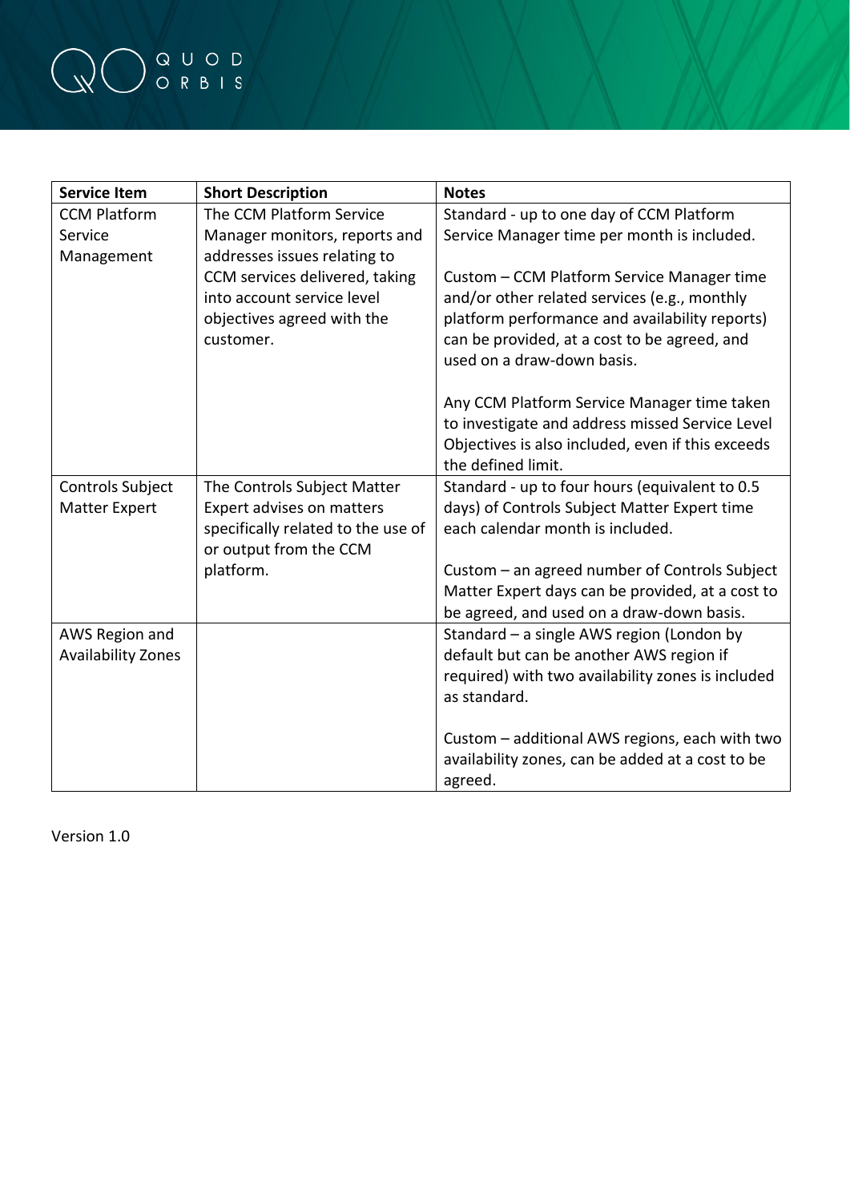| Service Item | Short Description | Notes |
|---|---|---|
| CCM Platform Service Management | The CCM Platform Service Manager monitors, reports and addresses issues relating to CCM services delivered, taking into account service level objectives agreed with the customer. | Standard - up to one day of CCM Platform Service Manager time per month is included.<br><br>Custom – CCM Platform Service Manager time and/or other related services (e.g., monthly platform performance and availability reports) can be provided, at a cost to be agreed, and used on a draw-down basis.<br><br>Any CCM Platform Service Manager time taken to investigate and address missed Service Level Objectives is also included, even if this exceeds the defined limit. |
| Controls Subject Matter Expert | The Controls Subject Matter Expert advises on matters specifically related to the use of or output from the CCM platform. | Standard - up to four hours (equivalent to 0.5 days) of Controls Subject Matter Expert time each calendar month is included.<br><br>Custom – an agreed number of Controls Subject Matter Expert days can be provided, at a cost to be agreed, and used on a draw-down basis. |
| AWS Region and Availability Zones | | Standard – a single AWS region (London by default but can be another AWS region if required) with two availability zones is included as standard.<br><br>Custom – additional AWS regions, each with two availability zones, can be added at a cost to be agreed. |

Version 1.0